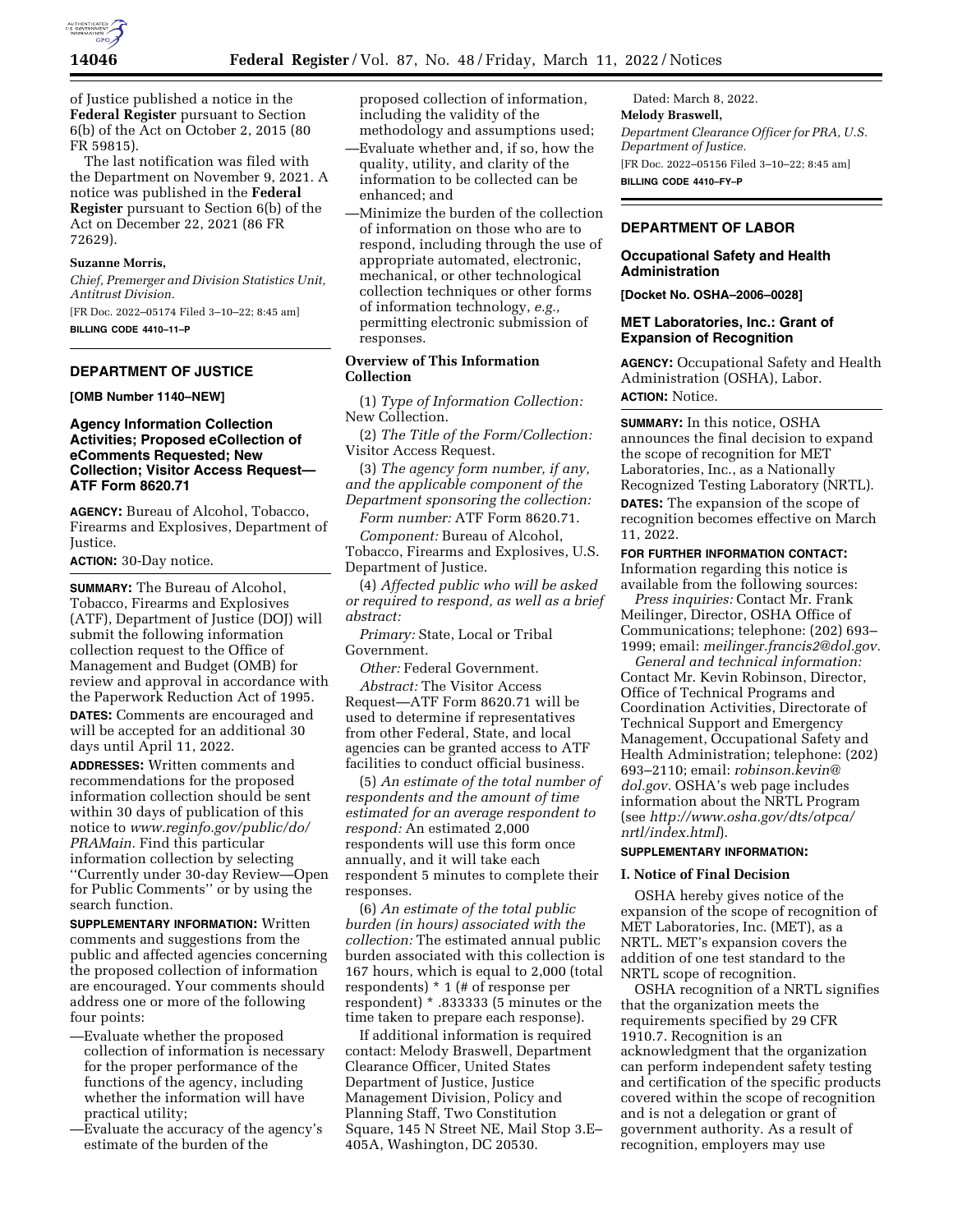of Justice published a notice in the **Federal Register** pursuant to Section 6(b) of the Act on October 2, 2015 (80 FR 59815).

The last notification was filed with the Department on November 9, 2021. A notice was published in the **Federal Register** pursuant to Section 6(b) of the Act on December 22, 2021 (86 FR 72629).

**Suzanne Morris,**

*Chief, Premerger and Division Statistics Unit, Antitrust Division.*

[FR Doc. 2022–05174 Filed 3–10–22; 8:45 am]

**BILLING CODE 4410–11–P**

## DEPARTMENT OF JUSTICE

**[OMB Number 1140–NEW]**

### Agency Information Collection Activities; Proposed eCollection of eComments Requested; New Collection; Visitor Access Request—ATF Form 8620.71

**AGENCY:** Bureau of Alcohol, Tobacco, Firearms and Explosives, Department of Justice.

**ACTION:** 30-Day notice.

**SUMMARY:** The Bureau of Alcohol, Tobacco, Firearms and Explosives (ATF), Department of Justice (DOJ) will submit the following information collection request to the Office of Management and Budget (OMB) for review and approval in accordance with the Paperwork Reduction Act of 1995.

**DATES:** Comments are encouraged and will be accepted for an additional 30 days until April 11, 2022.

**ADDRESSES:** Written comments and recommendations for the proposed information collection should be sent within 30 days of publication of this notice to *www.reginfo.gov/public/do/PRAMain.* Find this particular information collection by selecting ''Currently under 30-day Review—Open for Public Comments'' or by using the search function.

**SUPPLEMENTARY INFORMATION:** Written comments and suggestions from the public and affected agencies concerning the proposed collection of information are encouraged. Your comments should address one or more of the following four points:

—Evaluate whether the proposed collection of information is necessary for the proper performance of the functions of the agency, including whether the information will have practical utility;

—Evaluate the accuracy of the agency's estimate of the burden of the proposed collection of information, including the validity of the methodology and assumptions used;

—Evaluate whether and, if so, how the quality, utility, and clarity of the information to be collected can be enhanced; and

—Minimize the burden of the collection of information on those who are to respond, including through the use of appropriate automated, electronic, mechanical, or other technological collection techniques or other forms of information technology, *e.g.,* permitting electronic submission of responses.

#### Overview of This Information Collection

(1) *Type of Information Collection:* New Collection.

(2) *The Title of the Form/Collection:* Visitor Access Request.

(3) *The agency form number, if any, and the applicable component of the Department sponsoring the collection:*

*Form number:* ATF Form 8620.71.

*Component:* Bureau of Alcohol, Tobacco, Firearms and Explosives, U.S. Department of Justice.

(4) *Affected public who will be asked or required to respond, as well as a brief abstract:*

*Primary:* State, Local or Tribal Government.

*Other:* Federal Government.

*Abstract:* The Visitor Access Request—ATF Form 8620.71 will be used to determine if representatives from other Federal, State, and local agencies can be granted access to ATF facilities to conduct official business.

(5) *An estimate of the total number of respondents and the amount of time estimated for an average respondent to respond:* An estimated 2,000 respondents will use this form once annually, and it will take each respondent 5 minutes to complete their responses.

(6) *An estimate of the total public burden (in hours) associated with the collection:* The estimated annual public burden associated with this collection is 167 hours, which is equal to 2,000 (total respondents) * 1 (# of response per respondent) * .833333 (5 minutes or the time taken to prepare each response).

If additional information is required contact: Melody Braswell, Department Clearance Officer, United States Department of Justice, Justice Management Division, Policy and Planning Staff, Two Constitution Square, 145 N Street NE, Mail Stop 3.E–405A, Washington, DC 20530.

Dated: March 8, 2022.

**Melody Braswell,**

*Department Clearance Officer for PRA, U.S. Department of Justice.*

[FR Doc. 2022–05156 Filed 3–10–22; 8:45 am]

**BILLING CODE 4410–FY–P**

## DEPARTMENT OF LABOR

### Occupational Safety and Health Administration

**[Docket No. OSHA–2006–0028]**

### MET Laboratories, Inc.: Grant of Expansion of Recognition

**AGENCY:** Occupational Safety and Health Administration (OSHA), Labor.

**ACTION:** Notice.

**SUMMARY:** In this notice, OSHA announces the final decision to expand the scope of recognition for MET Laboratories, Inc., as a Nationally Recognized Testing Laboratory (NRTL).

**DATES:** The expansion of the scope of recognition becomes effective on March 11, 2022.

**FOR FURTHER INFORMATION CONTACT:** Information regarding this notice is available from the following sources:

*Press inquiries:* Contact Mr. Frank Meilinger, Director, OSHA Office of Communications; telephone: (202) 693–1999; email: *meilinger.francis2@dol.gov.*

*General and technical information:* Contact Mr. Kevin Robinson, Director, Office of Technical Programs and Coordination Activities, Directorate of Technical Support and Emergency Management, Occupational Safety and Health Administration; telephone: (202) 693–2110; email: *robinson.kevin@dol.gov.* OSHA's web page includes information about the NRTL Program (see *http://www.osha.gov/dts/otpca/nrtl/index.html*).

**SUPPLEMENTARY INFORMATION:**

#### I. Notice of Final Decision

OSHA hereby gives notice of the expansion of the scope of recognition of MET Laboratories, Inc. (MET), as a NRTL. MET's expansion covers the addition of one test standard to the NRTL scope of recognition.

OSHA recognition of a NRTL signifies that the organization meets the requirements specified by 29 CFR 1910.7. Recognition is an acknowledgment that the organization can perform independent safety testing and certification of the specific products covered within the scope of recognition and is not a delegation or grant of government authority. As a result of recognition, employers may use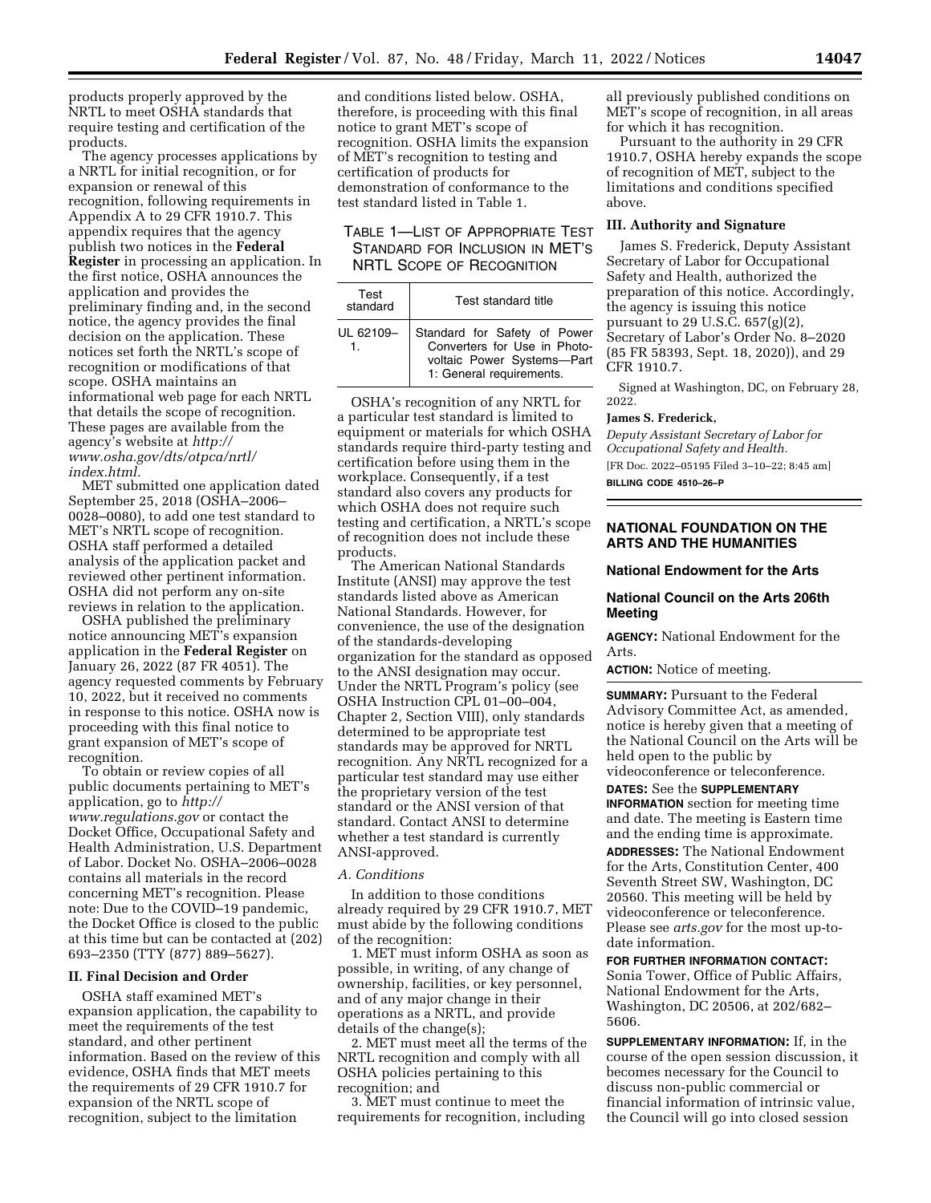products properly approved by the NRTL to meet OSHA standards that require testing and certification of the products.

The agency processes applications by a NRTL for initial recognition, or for expansion or renewal of this recognition, following requirements in Appendix A to 29 CFR 1910.7. This appendix requires that the agency publish two notices in the **Federal Register** in processing an application. In the first notice, OSHA announces the application and provides the preliminary finding and, in the second notice, the agency provides the final decision on the application. These notices set forth the NRTL's scope of recognition or modifications of that scope. OSHA maintains an informational web page for each NRTL that details the scope of recognition. These pages are available from the agency's website at *http://www.osha.gov/dts/otpca/nrtl/index.html.*

MET submitted one application dated September 25, 2018 (OSHA–2006–0028–0080), to add one test standard to MET's NRTL scope of recognition. OSHA staff performed a detailed analysis of the application packet and reviewed other pertinent information. OSHA did not perform any on-site reviews in relation to the application.

OSHA published the preliminary notice announcing MET's expansion application in the **Federal Register** on January 26, 2022 (87 FR 4051). The agency requested comments by February 10, 2022, but it received no comments in response to this notice. OSHA now is proceeding with this final notice to grant expansion of MET's scope of recognition.

To obtain or review copies of all public documents pertaining to MET's application, go to *http://www.regulations.gov* or contact the Docket Office, Occupational Safety and Health Administration, U.S. Department of Labor. Docket No. OSHA–2006–0028 contains all materials in the record concerning MET's recognition. Please note: Due to the COVID–19 pandemic, the Docket Office is closed to the public at this time but can be contacted at (202) 693–2350 (TTY (877) 889–5627).

## II. Final Decision and Order

OSHA staff examined MET's expansion application, the capability to meet the requirements of the test standard, and other pertinent information. Based on the review of this evidence, OSHA finds that MET meets the requirements of 29 CFR 1910.7 for expansion of the NRTL scope of recognition, subject to the limitation and conditions listed below. OSHA, therefore, is proceeding with this final notice to grant MET's scope of recognition. OSHA limits the expansion of MET's recognition to testing and certification of products for demonstration of conformance to the test standard listed in Table 1.

TABLE 1—LIST OF APPROPRIATE TEST STANDARD FOR INCLUSION IN MET'S NRTL SCOPE OF RECOGNITION

| Test standard | Test standard title |
|---|---|
| UL 62109–1. | Standard for Safety of Power Converters for Use in Photovoltaic Power Systems—Part 1: General requirements. |

OSHA's recognition of any NRTL for a particular test standard is limited to equipment or materials for which OSHA standards require third-party testing and certification before using them in the workplace. Consequently, if a test standard also covers any products for which OSHA does not require such testing and certification, a NRTL's scope of recognition does not include these products.

The American National Standards Institute (ANSI) may approve the test standards listed above as American National Standards. However, for convenience, the use of the designation of the standards-developing organization for the standard as opposed to the ANSI designation may occur. Under the NRTL Program's policy (see OSHA Instruction CPL 01–00–004, Chapter 2, Section VIII), only standards determined to be appropriate test standards may be approved for NRTL recognition. Any NRTL recognized for a particular test standard may use either the proprietary version of the test standard or the ANSI version of that standard. Contact ANSI to determine whether a test standard is currently ANSI-approved.

### *A. Conditions*

In addition to those conditions already required by 29 CFR 1910.7, MET must abide by the following conditions of the recognition:

1. MET must inform OSHA as soon as possible, in writing, of any change of ownership, facilities, or key personnel, and of any major change in their operations as a NRTL, and provide details of the change(s);

2. MET must meet all the terms of the NRTL recognition and comply with all OSHA policies pertaining to this recognition; and

3. MET must continue to meet the requirements for recognition, including all previously published conditions on MET's scope of recognition, in all areas for which it has recognition.

Pursuant to the authority in 29 CFR 1910.7, OSHA hereby expands the scope of recognition of MET, subject to the limitations and conditions specified above.

## III. Authority and Signature

James S. Frederick, Deputy Assistant Secretary of Labor for Occupational Safety and Health, authorized the preparation of this notice. Accordingly, the agency is issuing this notice pursuant to 29 U.S.C. 657(g)(2), Secretary of Labor's Order No. 8–2020 (85 FR 58393, Sept. 18, 2020)), and 29 CFR 1910.7.

Signed at Washington, DC, on February 28, 2022.

**James S. Frederick,**

*Deputy Assistant Secretary of Labor for Occupational Safety and Health.*

[FR Doc. 2022–05195 Filed 3–10–22; 8:45 am]

**BILLING CODE 4510–26–P**

---

# NATIONAL FOUNDATION ON THE ARTS AND THE HUMANITIES

## National Endowment for the Arts

## National Council on the Arts 206th Meeting

**AGENCY:** National Endowment for the Arts.

**ACTION:** Notice of meeting.

**SUMMARY:** Pursuant to the Federal Advisory Committee Act, as amended, notice is hereby given that a meeting of the National Council on the Arts will be held open to the public by videoconference or teleconference.

**DATES:** See the **SUPPLEMENTARY INFORMATION** section for meeting time and date. The meeting is Eastern time and the ending time is approximate.

**ADDRESSES:** The National Endowment for the Arts, Constitution Center, 400 Seventh Street SW, Washington, DC 20560. This meeting will be held by videoconference or teleconference. Please see *arts.gov* for the most up-to-date information.

**FOR FURTHER INFORMATION CONTACT:** Sonia Tower, Office of Public Affairs, National Endowment for the Arts, Washington, DC 20506, at 202/682–5606.

**SUPPLEMENTARY INFORMATION:** If, in the course of the open session discussion, it becomes necessary for the Council to discuss non-public commercial or financial information of intrinsic value, the Council will go into closed session